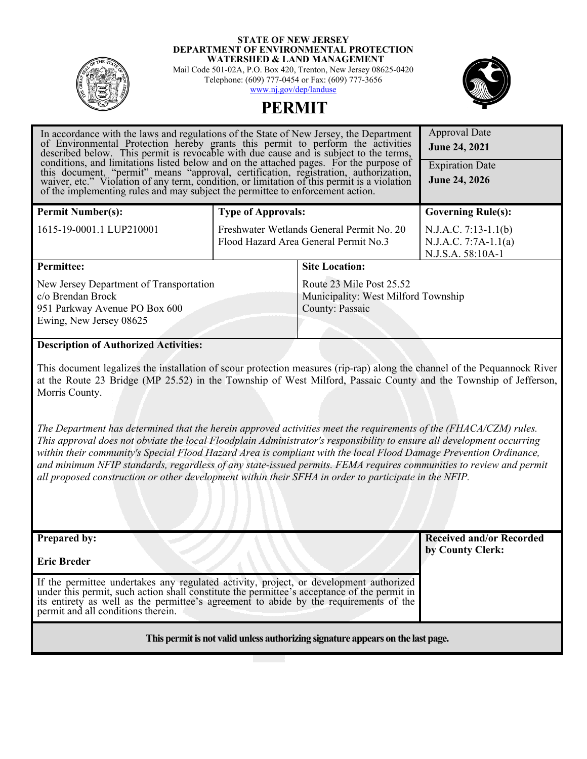**STATE OF NEW JERSEY**
**DEPARTMENT OF ENVIRONMENTAL PROTECTION**
**WATERSHED & LAND MANAGEMENT**
Mail Code 501-02A, P.O. Box 420, Trenton, New Jersey 08625-0420
Telephone: (609) 777-0454 or Fax: (609) 777-3656
www.nj.gov/dep/landuse

# PERMIT

| In accordance with the laws and regulations of the State of New Jersey, the Department of Environmental Protection hereby grants this permit to perform the activities described below. This permit is revocable with due cause and is subject to the terms, conditions, and limitations listed below and on the attached pages. For the purpose of this document, "permit" means "approval, certification, registration, authorization, waiver, etc." Violation of any term, condition, or limitation of this permit is a violation of the implementing rules and may subject the permittee to enforcement action. | Approval Date **June 24, 2021** <br> Expiration Date **June 24, 2026** |
|---|---|

| **Permit Number(s):** | **Type of Approvals:** | **Governing Rule(s):** |
|---|---|---|
| 1615-19-0001.1 LUP210001 | Freshwater Wetlands General Permit No. 20<br>Flood Hazard Area General Permit No.3 | N.J.A.C. 7:13-1.1(b)<br>N.J.A.C. 7:7A-1.1(a)<br>N.J.S.A. 58:10A-1 |

| **Permittee:** | **Site Location:** |
|---|---|
| New Jersey Department of Transportation<br>c/o Brendan Brock<br>951 Parkway Avenue PO Box 600<br>Ewing, New Jersey 08625 | Route 23 Mile Post 25.52<br>Municipality: West Milford Township<br>County: Passaic |

**Description of Authorized Activities:**

This document legalizes the installation of scour protection measures (rip-rap) along the channel of the Pequannock River at the Route 23 Bridge (MP 25.52) in the Township of West Milford, Passaic County and the Township of Jefferson, Morris County.

*The Department has determined that the herein approved activities meet the requirements of the (FHACA/CZM) rules. This approval does not obviate the local Floodplain Administrator's responsibility to ensure all development occurring within their community's Special Flood Hazard Area is compliant with the local Flood Damage Prevention Ordinance, and minimum NFIP standards, regardless of any state-issued permits. FEMA requires communities to review and permit all proposed construction or other development within their SFHA in order to participate in the NFIP.*

| **Prepared by:**<br><br>**Eric Breder** | **Received and/or Recorded by County Clerk:** |
|---|---|
| If the permittee undertakes any regulated activity, project, or development authorized under this permit, such action shall constitute the permittee's acceptance of the permit in its entirety as well as the permittee's agreement to abide by the requirements of the permit and all conditions therein. | |

**This permit is not valid unless authorizing signature appears on the last page.**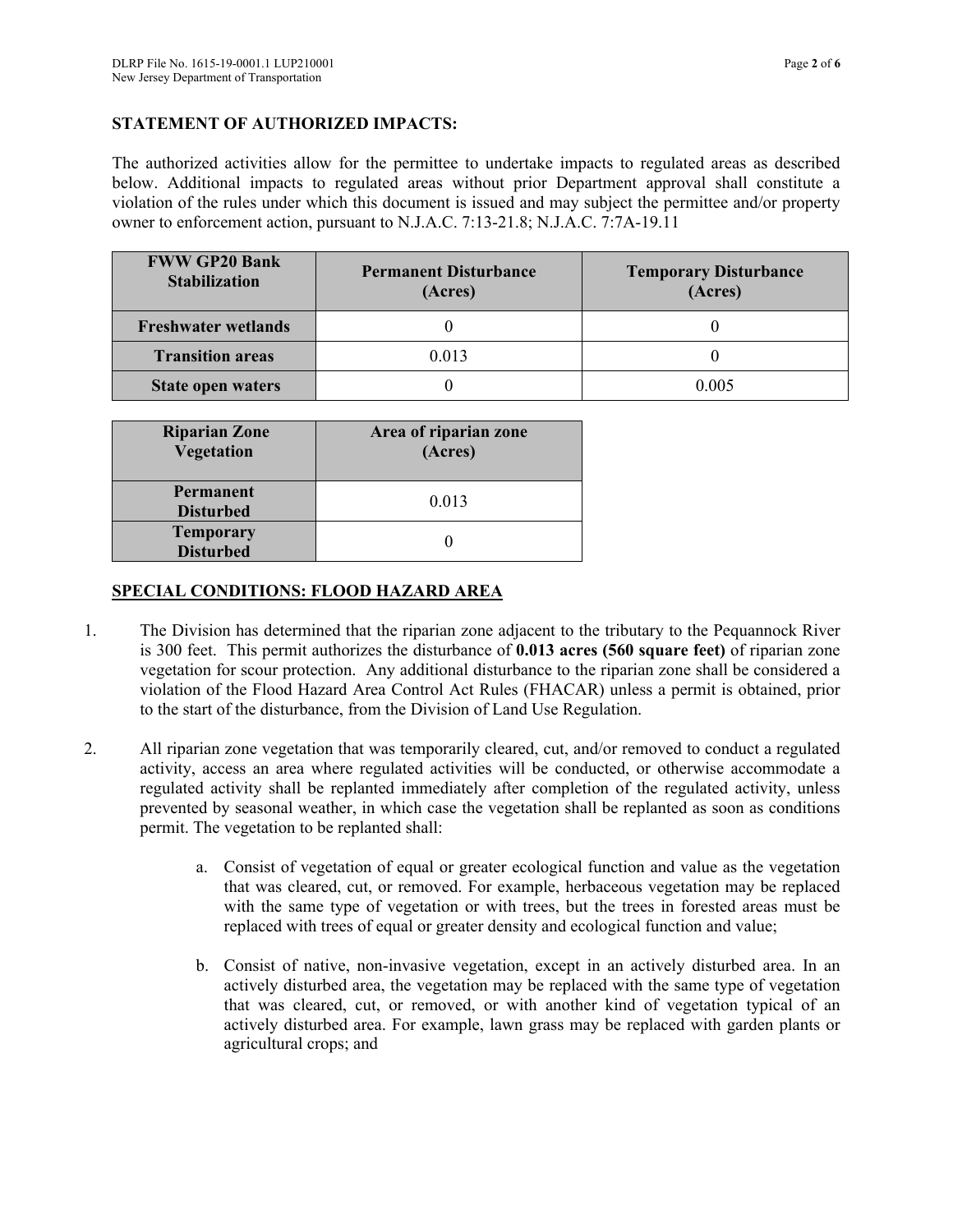**STATEMENT OF AUTHORIZED IMPACTS:**

The authorized activities allow for the permittee to undertake impacts to regulated areas as described below. Additional impacts to regulated areas without prior Department approval shall constitute a violation of the rules under which this document is issued and may subject the permittee and/or property owner to enforcement action, pursuant to N.J.A.C. 7:13-21.8; N.J.A.C. 7:7A-19.11

| FWW GP20 Bank Stabilization | Permanent Disturbance (Acres) | Temporary Disturbance (Acres) |
|---|---|---|
| Freshwater wetlands | 0 | 0 |
| Transition areas | 0.013 | 0 |
| State open waters | 0 | 0.005 |

| Riparian Zone Vegetation | Area of riparian zone (Acres) |
|---|---|
| Permanent Disturbed | 0.013 |
| Temporary Disturbed | 0 |

## SPECIAL CONDITIONS: FLOOD HAZARD AREA

1. The Division has determined that the riparian zone adjacent to the tributary to the Pequannock River is 300 feet. This permit authorizes the disturbance of **0.013 acres (560 square feet)** of riparian zone vegetation for scour protection. Any additional disturbance to the riparian zone shall be considered a violation of the Flood Hazard Area Control Act Rules (FHACAR) unless a permit is obtained, prior to the start of the disturbance, from the Division of Land Use Regulation.

2. All riparian zone vegetation that was temporarily cleared, cut, and/or removed to conduct a regulated activity, access an area where regulated activities will be conducted, or otherwise accommodate a regulated activity shall be replanted immediately after completion of the regulated activity, unless prevented by seasonal weather, in which case the vegetation shall be replanted as soon as conditions permit. The vegetation to be replanted shall:

    a. Consist of vegetation of equal or greater ecological function and value as the vegetation that was cleared, cut, or removed. For example, herbaceous vegetation may be replaced with the same type of vegetation or with trees, but the trees in forested areas must be replaced with trees of equal or greater density and ecological function and value;

    b. Consist of native, non-invasive vegetation, except in an actively disturbed area. In an actively disturbed area, the vegetation may be replaced with the same type of vegetation that was cleared, cut, or removed, or with another kind of vegetation typical of an actively disturbed area. For example, lawn grass may be replaced with garden plants or agricultural crops; and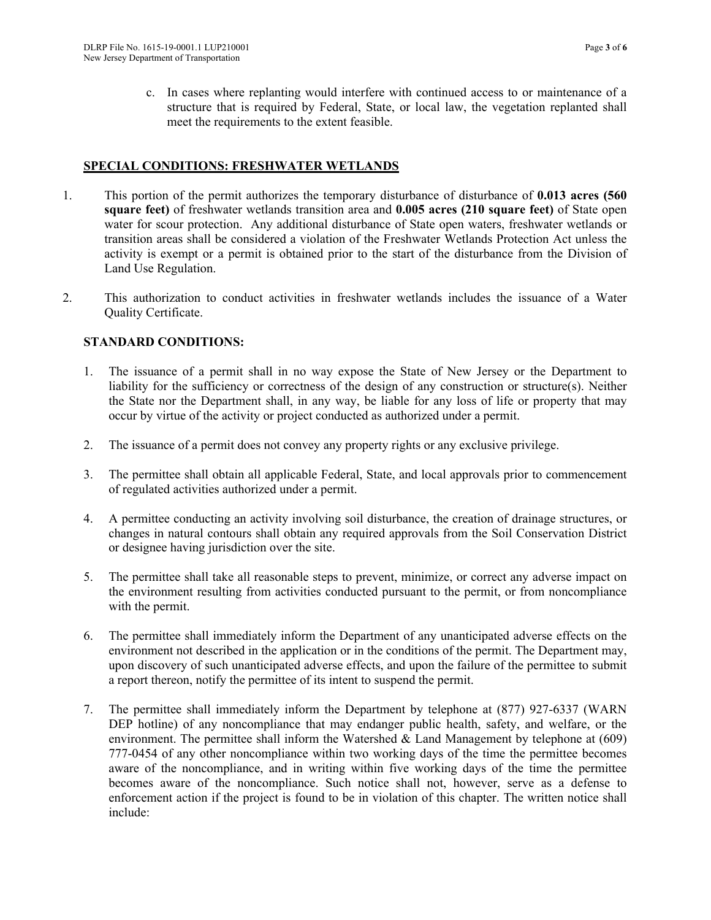c. In cases where replanting would interfere with continued access to or maintenance of a structure that is required by Federal, State, or local law, the vegetation replanted shall meet the requirements to the extent feasible.

## SPECIAL CONDITIONS: FRESHWATER WETLANDS

1. This portion of the permit authorizes the temporary disturbance of disturbance of **0.013 acres (560 square feet)** of freshwater wetlands transition area and **0.005 acres (210 square feet)** of State open water for scour protection. Any additional disturbance of State open waters, freshwater wetlands or transition areas shall be considered a violation of the Freshwater Wetlands Protection Act unless the activity is exempt or a permit is obtained prior to the start of the disturbance from the Division of Land Use Regulation.

2. This authorization to conduct activities in freshwater wetlands includes the issuance of a Water Quality Certificate.

## STANDARD CONDITIONS:

1. The issuance of a permit shall in no way expose the State of New Jersey or the Department to liability for the sufficiency or correctness of the design of any construction or structure(s). Neither the State nor the Department shall, in any way, be liable for any loss of life or property that may occur by virtue of the activity or project conducted as authorized under a permit.

2. The issuance of a permit does not convey any property rights or any exclusive privilege.

3. The permittee shall obtain all applicable Federal, State, and local approvals prior to commencement of regulated activities authorized under a permit.

4. A permittee conducting an activity involving soil disturbance, the creation of drainage structures, or changes in natural contours shall obtain any required approvals from the Soil Conservation District or designee having jurisdiction over the site.

5. The permittee shall take all reasonable steps to prevent, minimize, or correct any adverse impact on the environment resulting from activities conducted pursuant to the permit, or from noncompliance with the permit.

6. The permittee shall immediately inform the Department of any unanticipated adverse effects on the environment not described in the application or in the conditions of the permit. The Department may, upon discovery of such unanticipated adverse effects, and upon the failure of the permittee to submit a report thereon, notify the permittee of its intent to suspend the permit.

7. The permittee shall immediately inform the Department by telephone at (877) 927-6337 (WARN DEP hotline) of any noncompliance that may endanger public health, safety, and welfare, or the environment. The permittee shall inform the Watershed & Land Management by telephone at (609) 777-0454 of any other noncompliance within two working days of the time the permittee becomes aware of the noncompliance, and in writing within five working days of the time the permittee becomes aware of the noncompliance. Such notice shall not, however, serve as a defense to enforcement action if the project is found to be in violation of this chapter. The written notice shall include: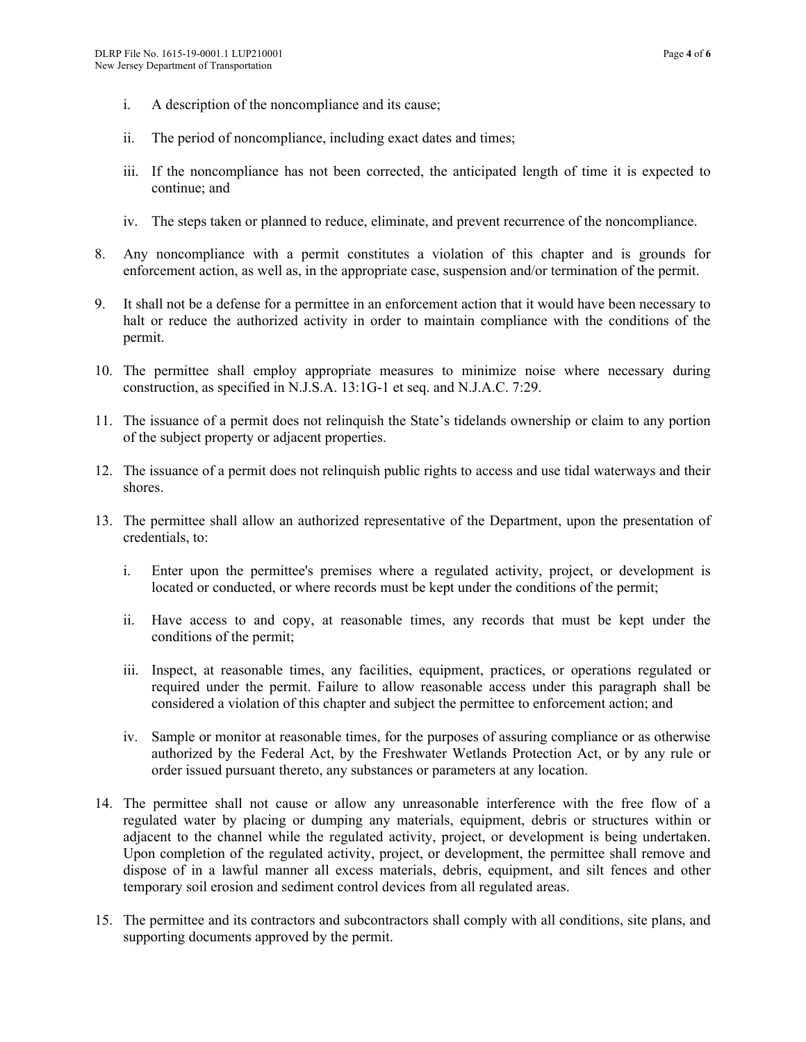i. A description of the noncompliance and its cause;

   ii. The period of noncompliance, including exact dates and times;

   iii. If the noncompliance has not been corrected, the anticipated length of time it is expected to continue; and

   iv. The steps taken or planned to reduce, eliminate, and prevent recurrence of the noncompliance.

8. Any noncompliance with a permit constitutes a violation of this chapter and is grounds for enforcement action, as well as, in the appropriate case, suspension and/or termination of the permit.

9. It shall not be a defense for a permittee in an enforcement action that it would have been necessary to halt or reduce the authorized activity in order to maintain compliance with the conditions of the permit.

10. The permittee shall employ appropriate measures to minimize noise where necessary during construction, as specified in N.J.S.A. 13:1G-1 et seq. and N.J.A.C. 7:29.

11. The issuance of a permit does not relinquish the State's tidelands ownership or claim to any portion of the subject property or adjacent properties.

12. The issuance of a permit does not relinquish public rights to access and use tidal waterways and their shores.

13. The permittee shall allow an authorized representative of the Department, upon the presentation of credentials, to:

   i. Enter upon the permittee's premises where a regulated activity, project, or development is located or conducted, or where records must be kept under the conditions of the permit;

   ii. Have access to and copy, at reasonable times, any records that must be kept under the conditions of the permit;

   iii. Inspect, at reasonable times, any facilities, equipment, practices, or operations regulated or required under the permit. Failure to allow reasonable access under this paragraph shall be considered a violation of this chapter and subject the permittee to enforcement action; and

   iv. Sample or monitor at reasonable times, for the purposes of assuring compliance or as otherwise authorized by the Federal Act, by the Freshwater Wetlands Protection Act, or by any rule or order issued pursuant thereto, any substances or parameters at any location.

14. The permittee shall not cause or allow any unreasonable interference with the free flow of a regulated water by placing or dumping any materials, equipment, debris or structures within or adjacent to the channel while the regulated activity, project, or development is being undertaken. Upon completion of the regulated activity, project, or development, the permittee shall remove and dispose of in a lawful manner all excess materials, debris, equipment, and silt fences and other temporary soil erosion and sediment control devices from all regulated areas.

15. The permittee and its contractors and subcontractors shall comply with all conditions, site plans, and supporting documents approved by the permit.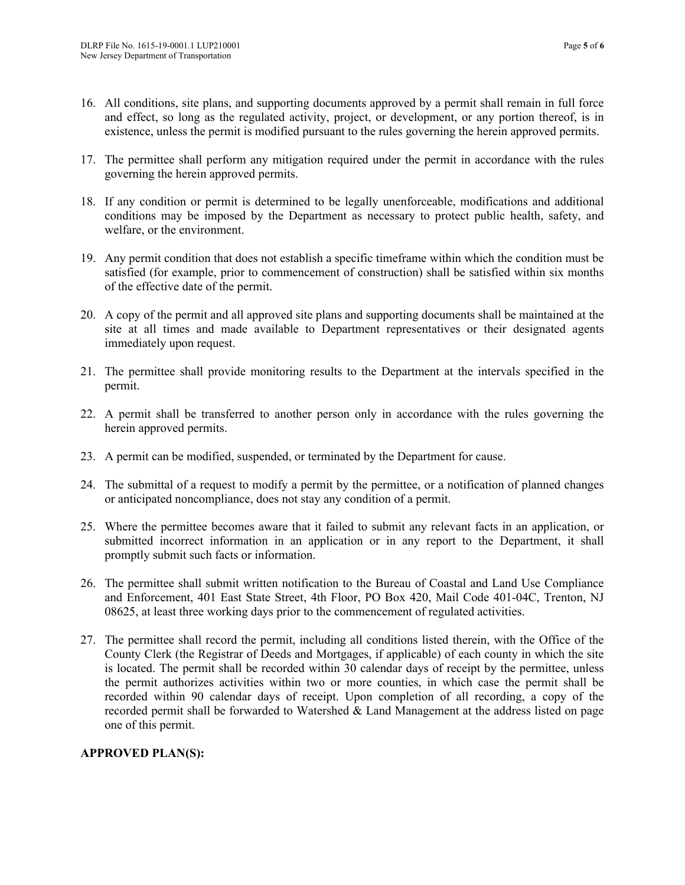16. All conditions, site plans, and supporting documents approved by a permit shall remain in full force and effect, so long as the regulated activity, project, or development, or any portion thereof, is in existence, unless the permit is modified pursuant to the rules governing the herein approved permits.

17. The permittee shall perform any mitigation required under the permit in accordance with the rules governing the herein approved permits.

18. If any condition or permit is determined to be legally unenforceable, modifications and additional conditions may be imposed by the Department as necessary to protect public health, safety, and welfare, or the environment.

19. Any permit condition that does not establish a specific timeframe within which the condition must be satisfied (for example, prior to commencement of construction) shall be satisfied within six months of the effective date of the permit.

20. A copy of the permit and all approved site plans and supporting documents shall be maintained at the site at all times and made available to Department representatives or their designated agents immediately upon request.

21. The permittee shall provide monitoring results to the Department at the intervals specified in the permit.

22. A permit shall be transferred to another person only in accordance with the rules governing the herein approved permits.

23. A permit can be modified, suspended, or terminated by the Department for cause.

24. The submittal of a request to modify a permit by the permittee, or a notification of planned changes or anticipated noncompliance, does not stay any condition of a permit.

25. Where the permittee becomes aware that it failed to submit any relevant facts in an application, or submitted incorrect information in an application or in any report to the Department, it shall promptly submit such facts or information.

26. The permittee shall submit written notification to the Bureau of Coastal and Land Use Compliance and Enforcement, 401 East State Street, 4th Floor, PO Box 420, Mail Code 401-04C, Trenton, NJ 08625, at least three working days prior to the commencement of regulated activities.

27. The permittee shall record the permit, including all conditions listed therein, with the Office of the County Clerk (the Registrar of Deeds and Mortgages, if applicable) of each county in which the site is located. The permit shall be recorded within 30 calendar days of receipt by the permittee, unless the permit authorizes activities within two or more counties, in which case the permit shall be recorded within 90 calendar days of receipt. Upon completion of all recording, a copy of the recorded permit shall be forwarded to Watershed & Land Management at the address listed on page one of this permit.

**APPROVED PLAN(S):**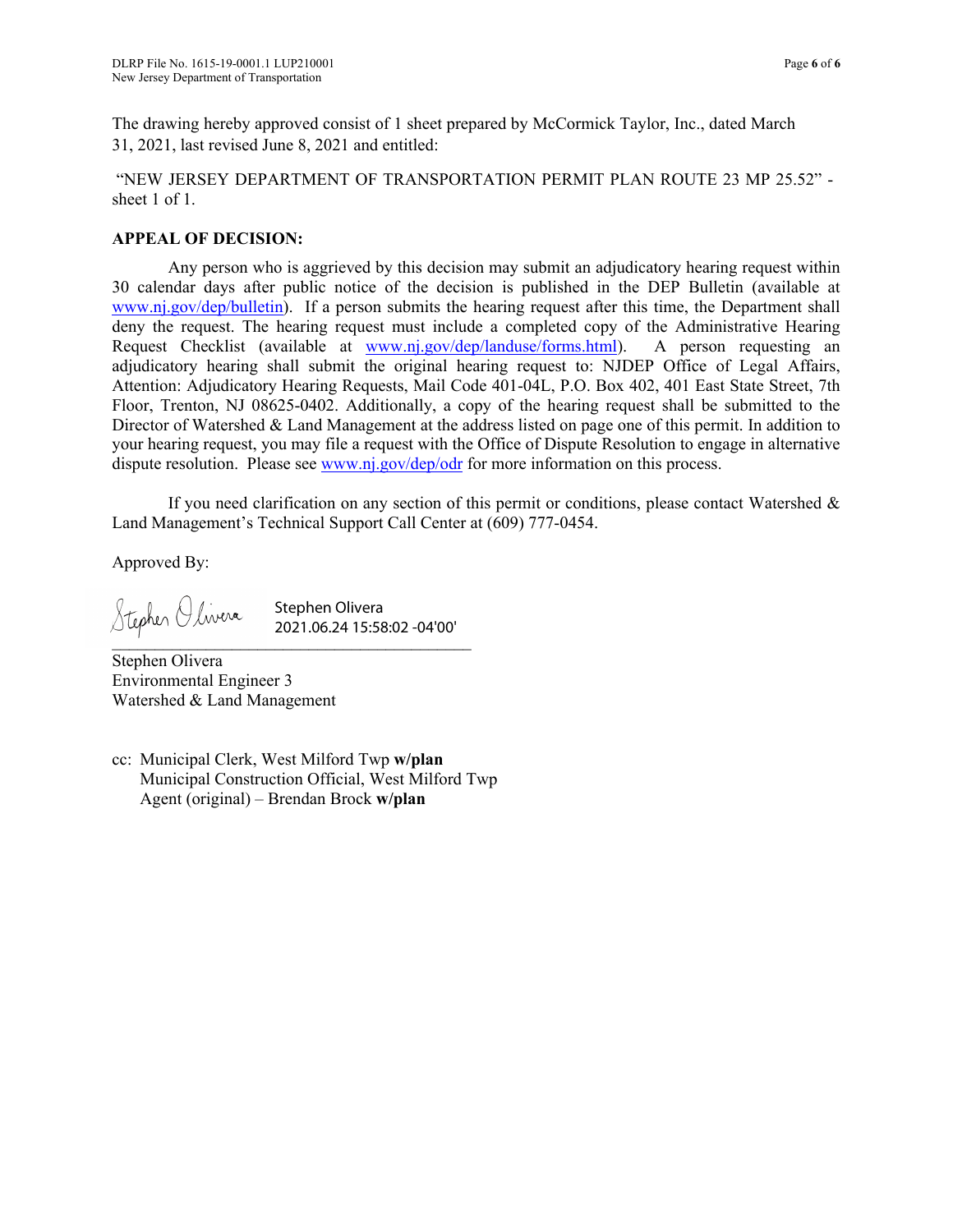The drawing hereby approved consist of 1 sheet prepared by McCormick Taylor, Inc., dated March 31, 2021, last revised June 8, 2021 and entitled:

"NEW JERSEY DEPARTMENT OF TRANSPORTATION PERMIT PLAN ROUTE 23 MP 25.52" - sheet 1 of 1.

**APPEAL OF DECISION:**

Any person who is aggrieved by this decision may submit an adjudicatory hearing request within 30 calendar days after public notice of the decision is published in the DEP Bulletin (available at www.nj.gov/dep/bulletin). If a person submits the hearing request after this time, the Department shall deny the request. The hearing request must include a completed copy of the Administrative Hearing Request Checklist (available at www.nj.gov/dep/landuse/forms.html). A person requesting an adjudicatory hearing shall submit the original hearing request to: NJDEP Office of Legal Affairs, Attention: Adjudicatory Hearing Requests, Mail Code 401-04L, P.O. Box 402, 401 East State Street, 7th Floor, Trenton, NJ 08625-0402. Additionally, a copy of the hearing request shall be submitted to the Director of Watershed & Land Management at the address listed on page one of this permit. In addition to your hearing request, you may file a request with the Office of Dispute Resolution to engage in alternative dispute resolution. Please see www.nj.gov/dep/odr for more information on this process.

If you need clarification on any section of this permit or conditions, please contact Watershed & Land Management's Technical Support Call Center at (609) 777-0454.

Approved By:

Stephen Olivera
2021.06.24 15:58:02 -04'00'

Stephen Olivera
Environmental Engineer 3
Watershed & Land Management

cc: Municipal Clerk, West Milford Twp **w/plan**
Municipal Construction Official, West Milford Twp
Agent (original) – Brendan Brock **w/plan**